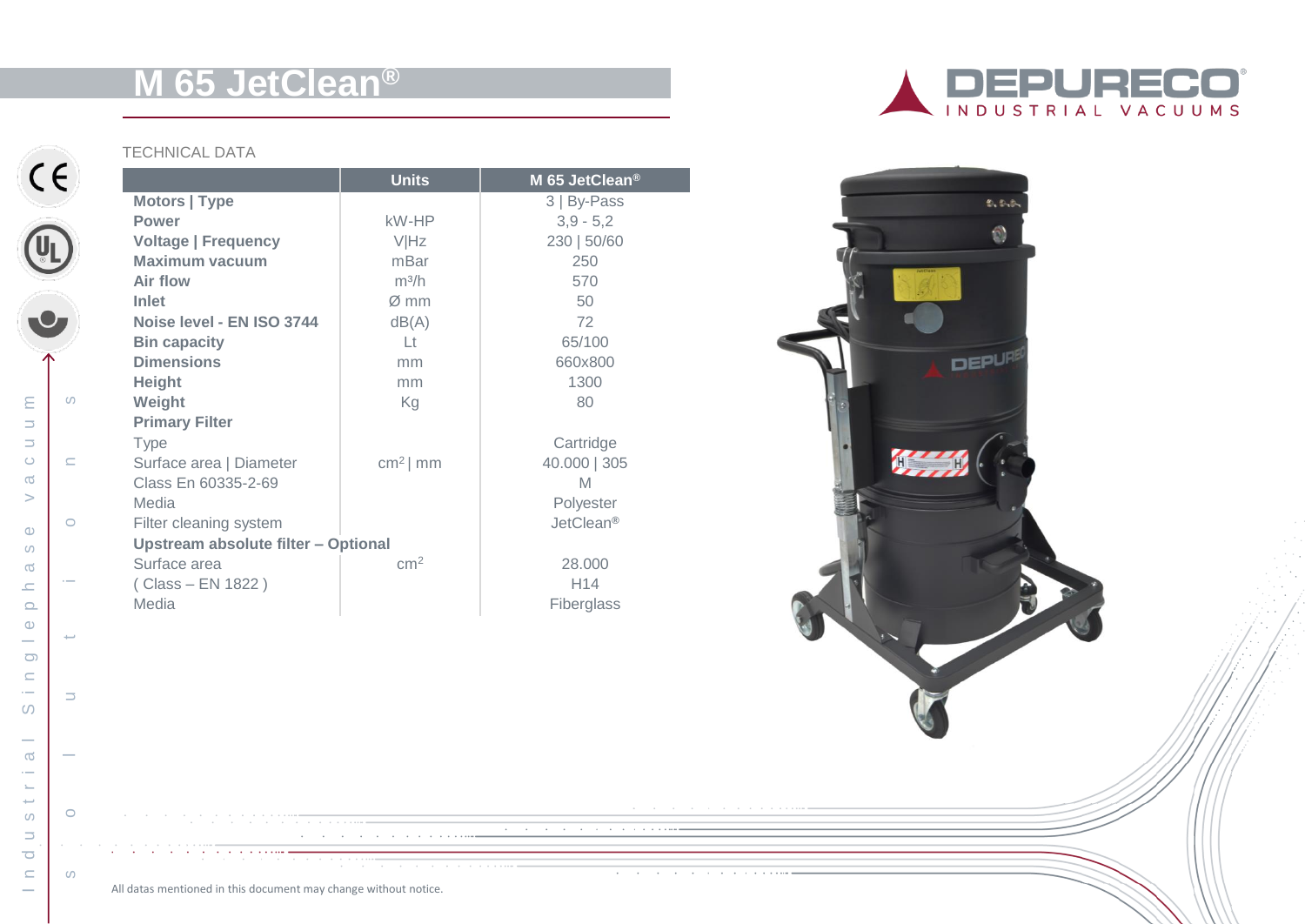# M 65 JetClean®

TECHNICAL DATA

| | Units | M 65 JetClean® |
|---|---|---|
| **Motors \| Type** | | 3 \| By-Pass |
| **Power** | kW-HP | 3,9 - 5,2 |
| **Voltage \| Frequency** | V\|Hz | 230 \| 50/60 |
| **Maximum vacuum** | mBar | 250 |
| **Air flow** | $m^3/h$ | 570 |
| **Inlet** | Ø mm | 50 |
| **Noise level - EN ISO 3744** | dB(A) | 72 |
| **Bin capacity** | Lt | 65/100 |
| **Dimensions** | mm | 660x800 |
| **Height** | mm | 1300 |
| **Weight** | Kg | 80 |
| **Primary Filter** | | |
| Type | | Cartridge |
| Surface area \| Diameter | $cm^2$ \| mm | 40.000 \| 305 |
| Class En 60335-2-69 | | M |
| Media | | Polyester |
| Filter cleaning system | | JetClean® |
| **Upstream absolute filter – Optional** | | |
| Surface area | $cm^2$ | 28.000 |
| ( Class – EN 1822 ) | | H14 |
| Media | | Fiberglass |

All datas mentioned in this document may change without notice.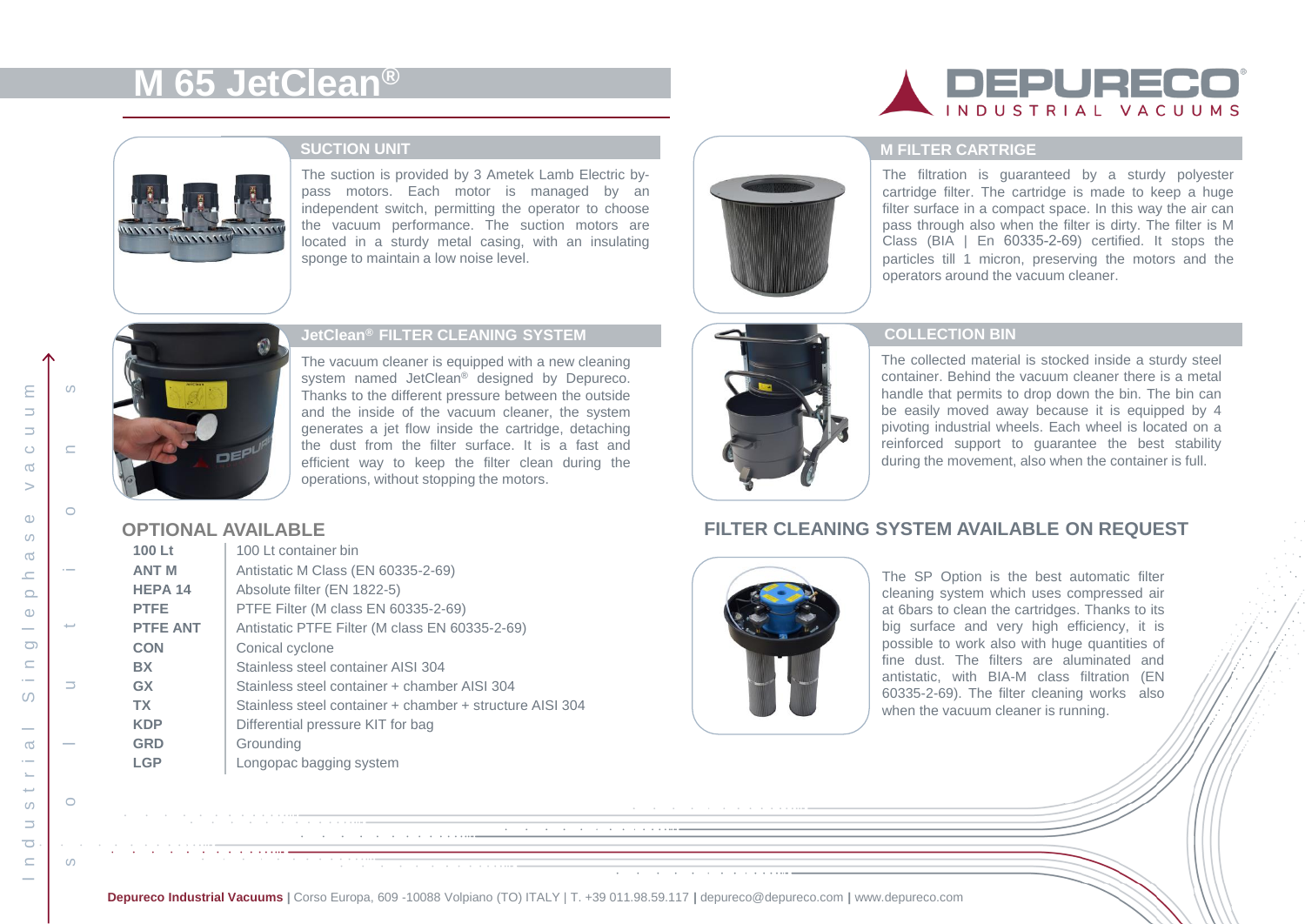# M 65 JetClean®

DEPURECO INDUSTRIAL VACUUMS

## SUCTION UNIT

The suction is provided by 3 Ametek Lamb Electric by-pass motors. Each motor is managed by an independent switch, permitting the operator to choose the vacuum performance. The suction motors are located in a sturdy metal casing, with an insulating sponge to maintain a low noise level.

## M FILTER CARTRIDGE

The filtration is guaranteed by a sturdy polyester cartridge filter. The cartridge is made to keep a huge filter surface in a compact space. In this way the air can pass through also when the filter is dirty. The filter is M Class (BIA | En 60335-2-69) certified. It stops the particles till 1 micron, preserving the motors and the operators around the vacuum cleaner.

## JetClean® FILTER CLEANING SYSTEM

The vacuum cleaner is equipped with a new cleaning system named JetClean® designed by Depureco. Thanks to the different pressure between the outside and the inside of the vacuum cleaner, the system generates a jet flow inside the cartridge, detaching the dust from the filter surface. It is a fast and efficient way to keep the filter clean during the operations, without stopping the motors.

## COLLECTION BIN

The collected material is stocked inside a sturdy steel container. Behind the vacuum cleaner there is a metal handle that permits to drop down the bin. The bin can be easily moved away because it is equipped by 4 pivoting industrial wheels. Each wheel is located on a reinforced support to guarantee the best stability during the movement, also when the container is full.

## OPTIONAL AVAILABLE

| | |
|---|---|
| **100 Lt** | 100 Lt container bin |
| **ANT M** | Antistatic M Class (EN 60335-2-69) |
| **HEPA 14** | Absolute filter (EN 1822-5) |
| **PTFE** | PTFE Filter (M class EN 60335-2-69) |
| **PTFE ANT** | Antistatic PTFE Filter (M class EN 60335-2-69) |
| **CON** | Conical cyclone |
| **BX** | Stainless steel container AISI 304 |
| **GX** | Stainless steel container + chamber AISI 304 |
| **TX** | Stainless steel container + chamber + structure AISI 304 |
| **KDP** | Differential pressure KIT for bag |
| **GRD** | Grounding |
| **LGP** | Longopac bagging system |

## FILTER CLEANING SYSTEM AVAILABLE ON REQUEST

The SP Option is the best automatic filter cleaning system which uses compressed air at 6bars to clean the cartridges. Thanks to its big surface and very high efficiency, it is possible to work also with huge quantities of fine dust. The filters are aluminated and antistatic, with BIA-M class filtration (EN 60335-2-69). The filter cleaning works also when the vacuum cleaner is running.

Industrial Single phase vacuum solutions

**Depureco Industrial Vacuums** | Corso Europa, 609 -10088 Volpiano (TO) ITALY | T. +39 011.98.59.117 | depureco@depureco.com | www.depureco.com